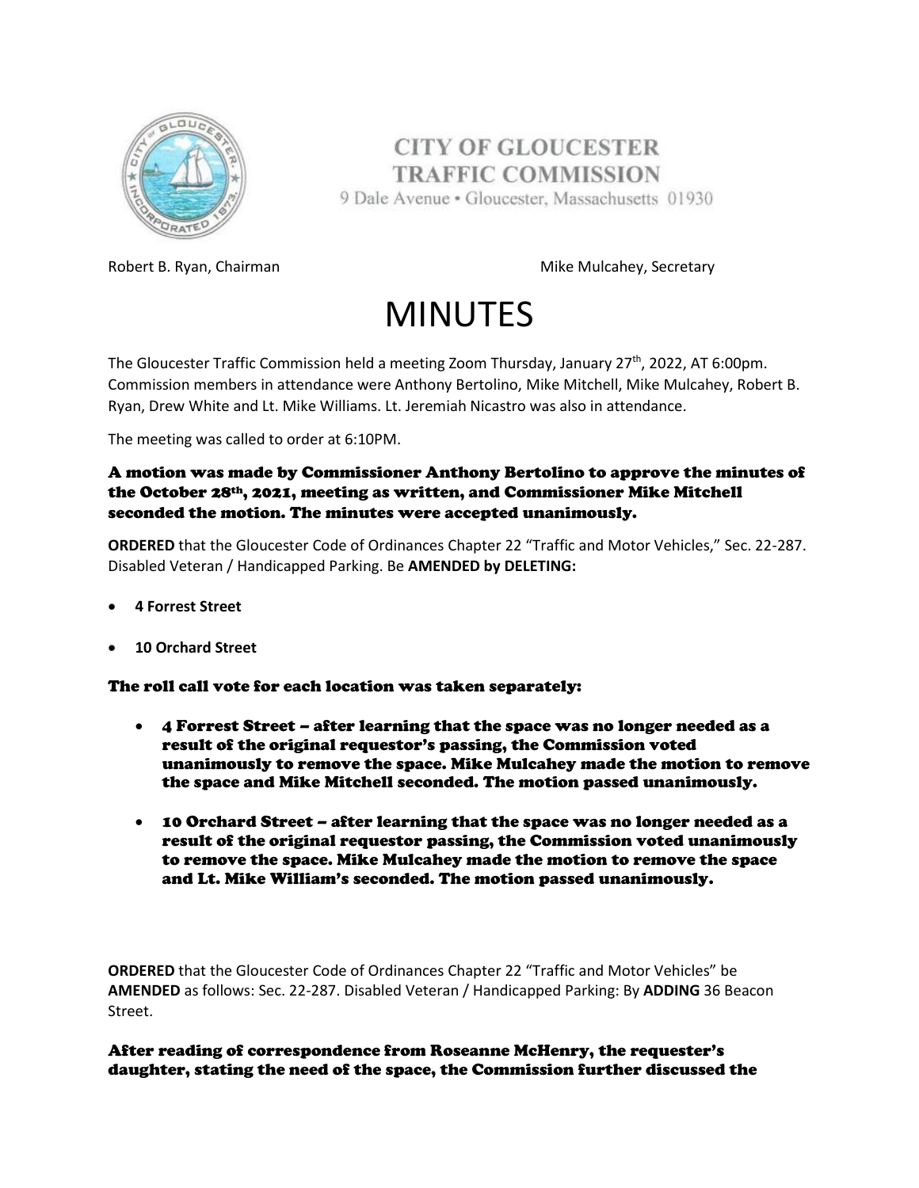# CITY OF GLOUCESTER TRAFFIC COMMISSION

9 Dale Avenue • Gloucester, Massachusetts 01930

Robert B. Ryan, Chairman

Mike Mulcahey, Secretary

# MINUTES

The Gloucester Traffic Commission held a meeting Zoom Thursday, January 27th, 2022, AT 6:00pm. Commission members in attendance were Anthony Bertolino, Mike Mitchell, Mike Mulcahey, Robert B. Ryan, Drew White and Lt. Mike Williams. Lt. Jeremiah Nicastro was also in attendance.

The meeting was called to order at 6:10PM.

**A motion was made by Commissioner Anthony Bertolino to approve the minutes of the October 28th, 2021, meeting as written, and Commissioner Mike Mitchell seconded the motion. The minutes were accepted unanimously.**

**ORDERED** that the Gloucester Code of Ordinances Chapter 22 "Traffic and Motor Vehicles," Sec. 22-287. Disabled Veteran / Handicapped Parking. Be **AMENDED by DELETING:**

- **4 Forrest Street**
- **10 Orchard Street**

**The roll call vote for each location was taken separately:**

- **4 Forrest Street – after learning that the space was no longer needed as a result of the original requestor's passing, the Commission voted unanimously to remove the space. Mike Mulcahey made the motion to remove the space and Mike Mitchell seconded. The motion passed unanimously.**
- **10 Orchard Street – after learning that the space was no longer needed as a result of the original requestor passing, the Commission voted unanimously to remove the space. Mike Mulcahey made the motion to remove the space and Lt. Mike William's seconded. The motion passed unanimously.**

**ORDERED** that the Gloucester Code of Ordinances Chapter 22 "Traffic and Motor Vehicles" be **AMENDED** as follows: Sec. 22-287. Disabled Veteran / Handicapped Parking: By **ADDING** 36 Beacon Street.

**After reading of correspondence from Roseanne McHenry, the requester's daughter, stating the need of the space, the Commission further discussed the**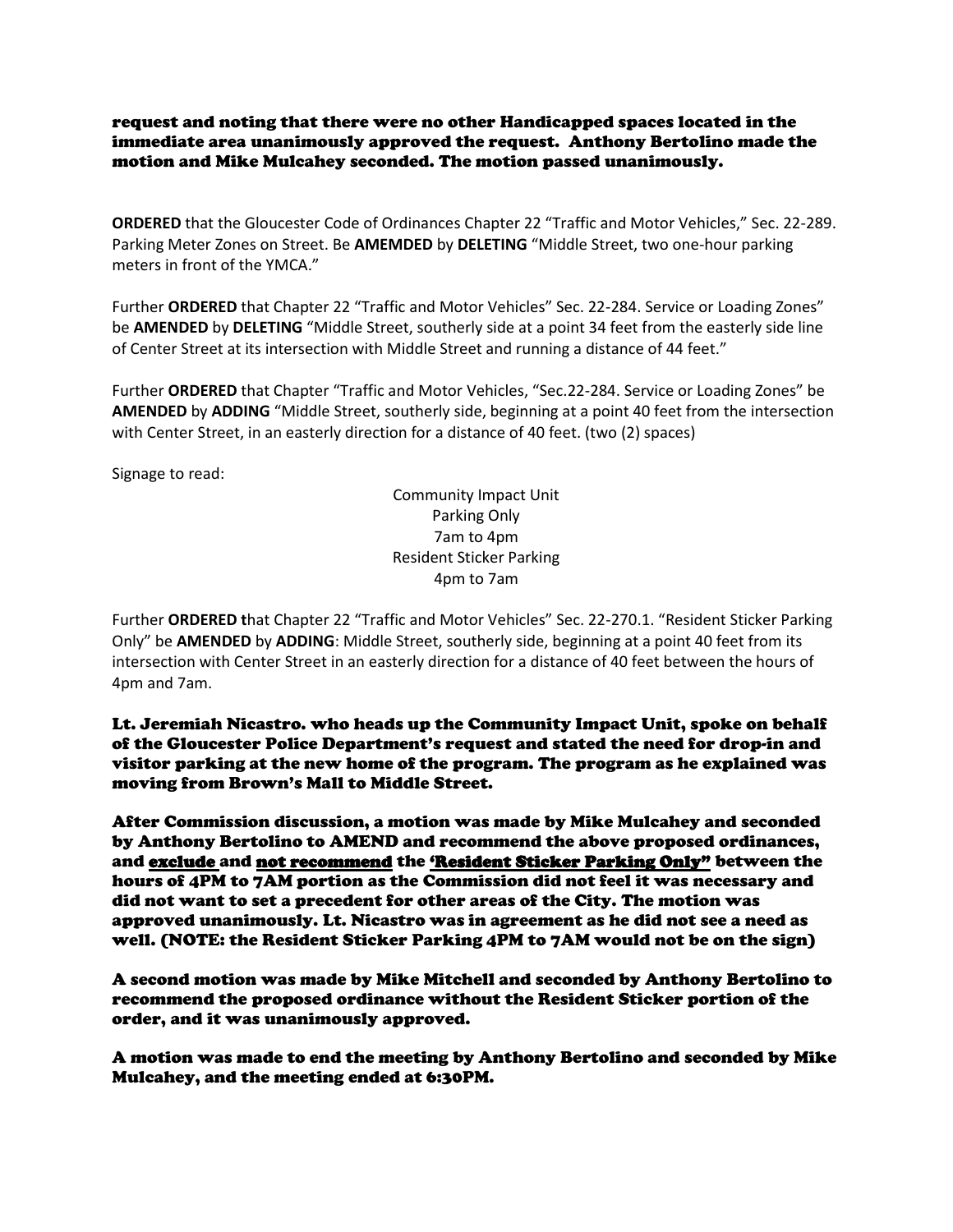**request and noting that there were no other Handicapped spaces located in the immediate area unanimously approved the request. Anthony Bertolino made the motion and Mike Mulcahey seconded. The motion passed unanimously.**

**ORDERED** that the Gloucester Code of Ordinances Chapter 22 "Traffic and Motor Vehicles," Sec. 22-289. Parking Meter Zones on Street. Be **AMEMDED** by **DELETING** "Middle Street, two one-hour parking meters in front of the YMCA."

Further **ORDERED** that Chapter 22 "Traffic and Motor Vehicles" Sec. 22-284. Service or Loading Zones" be **AMENDED** by **DELETING** "Middle Street, southerly side at a point 34 feet from the easterly side line of Center Street at its intersection with Middle Street and running a distance of 44 feet."

Further **ORDERED** that Chapter "Traffic and Motor Vehicles, "Sec.22-284. Service or Loading Zones" be **AMENDED** by **ADDING** "Middle Street, southerly side, beginning at a point 40 feet from the intersection with Center Street, in an easterly direction for a distance of 40 feet. (two (2) spaces)

Signage to read:

Community Impact Unit
Parking Only
7am to 4pm
Resident Sticker Parking
4pm to 7am

Further **ORDERED t**hat Chapter 22 "Traffic and Motor Vehicles" Sec. 22-270.1. "Resident Sticker Parking Only" be **AMENDED** by **ADDING**: Middle Street, southerly side, beginning at a point 40 feet from its intersection with Center Street in an easterly direction for a distance of 40 feet between the hours of 4pm and 7am.

**Lt. Jeremiah Nicastro. who heads up the Community Impact Unit, spoke on behalf of the Gloucester Police Department's request and stated the need for drop-in and visitor parking at the new home of the program. The program as he explained was moving from Brown's Mall to Middle Street.**

**After Commission discussion, a motion was made by Mike Mulcahey and seconded by Anthony Bertolino to AMEND and recommend the above proposed ordinances, and <u>exclude</u> and <u>not recommend</u> the <u>'Resident Sticker Parking Only"</u> between the hours of 4PM to 7AM portion as the Commission did not feel it was necessary and did not want to set a precedent for other areas of the City. The motion was approved unanimously. Lt. Nicastro was in agreement as he did not see a need as well. (NOTE: the Resident Sticker Parking 4PM to 7AM would not be on the sign)**

**A second motion was made by Mike Mitchell and seconded by Anthony Bertolino to recommend the proposed ordinance without the Resident Sticker portion of the order, and it was unanimously approved.**

**A motion was made to end the meeting by Anthony Bertolino and seconded by Mike Mulcahey, and the meeting ended at 6:30PM.**